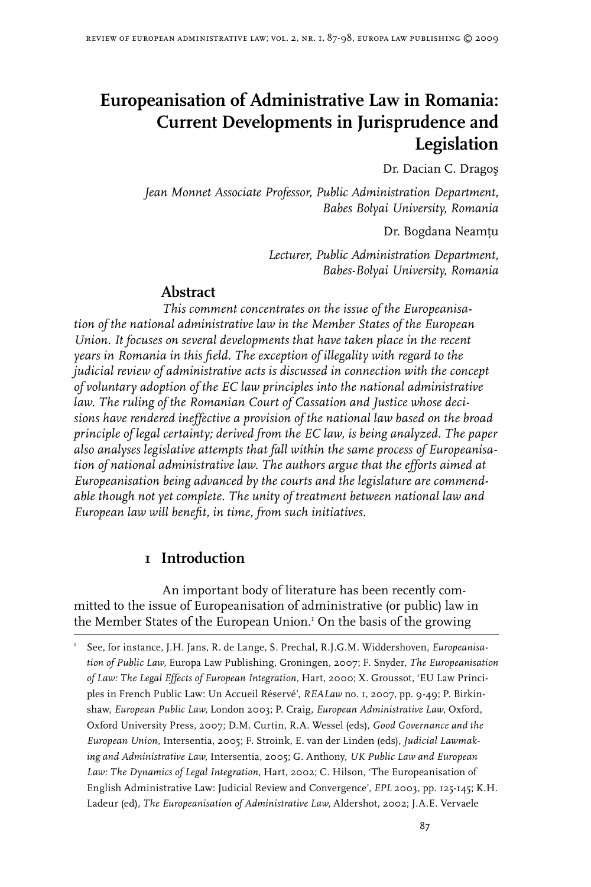# Europeanisation of Administrative Law in Romania: Current Developments in Jurisprudence and Legislation

Dr. Dacian C. Dragoş

*Jean Monnet Associate Professor, Public Administration Department, Babes Bolyai University, Romania*

Dr. Bogdana Neamţu

*Lecturer, Public Administration Department, Babes-Bolyai University, Romania*

## Abstract

*This comment concentrates on the issue of the Europeanisation of the national administrative law in the Member States of the European Union. It focuses on several developments that have taken place in the recent years in Romania in this field. The exception of illegality with regard to the judicial review of administrative acts is discussed in connection with the concept of voluntary adoption of the EC law principles into the national administrative law. The ruling of the Romanian Court of Cassation and Justice whose decisions have rendered ineffective a provision of the national law based on the broad principle of legal certainty; derived from the EC law, is being analyzed. The paper also analyses legislative attempts that fall within the same process of Europeanisation of national administrative law. The authors argue that the efforts aimed at Europeanisation being advanced by the courts and the legislature are commendable though not yet complete. The unity of treatment between national law and European law will benefit, in time, from such initiatives.*

## 1 Introduction

An important body of literature has been recently committed to the issue of Europeanisation of administrative (or public) law in the Member States of the European Union.[1] On the basis of the growing

[1] See, for instance, J.H. Jans, R. de Lange, S. Prechal, R.J.G.M. Widdershoven, *Europeanisation of Public Law,* Europa Law Publishing, Groningen, 2007; F. Snyder, *The Europeanisation of Law: The Legal Effects of European Integration*, Hart, 2000; X. Groussot, 'EU Law Principles in French Public Law: Un Accueil Réservé', *REALaw* no. 1, 2007, pp. 9-49; P. Birkinshaw, *European Public Law,* London 2003; P. Craig, *European Administrative Law*, Oxford, Oxford University Press, 2007; D.M. Curtin, R.A. Wessel (eds), *Good Governance and the European Union,* Intersentia, 2005; F. Stroink, E. van der Linden (eds), *Judicial Lawmaking and Administrative Law,* Intersentia, 2005; G. Anthony, *UK Public Law and European Law: The Dynamics of Legal Integration,* Hart, 2002; C. Hilson, 'The Europeanisation of English Administrative Law: Judicial Review and Convergence', *EPL* 2003, pp. 125-145; K.H. Ladeur (ed), *The Europeanisation of Administrative Law,* Aldershot, 2002; J.A.E. Vervaele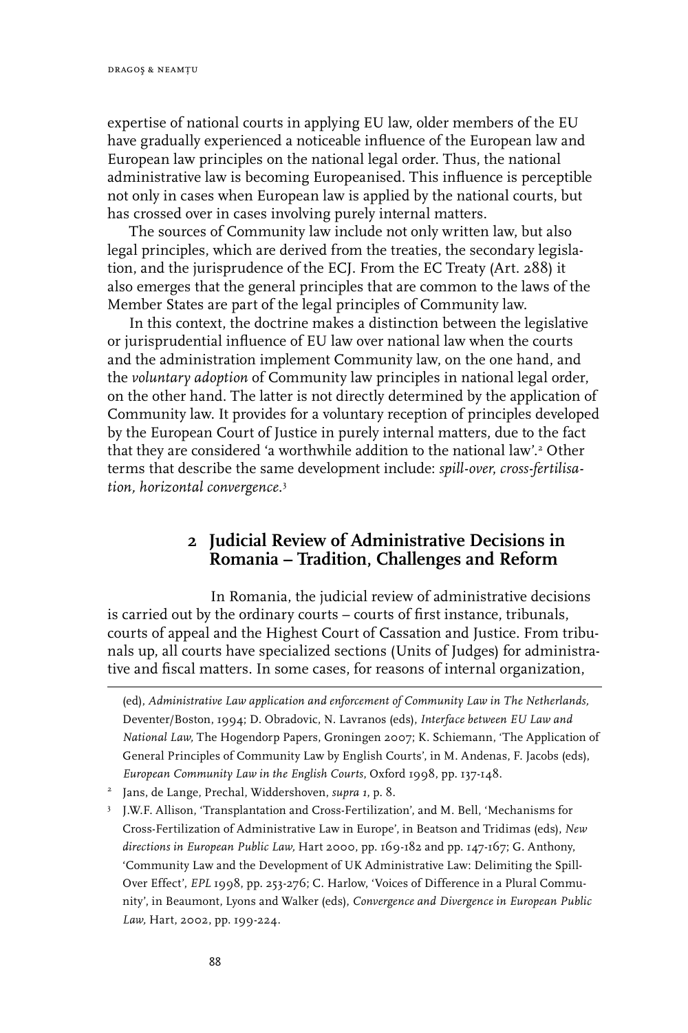expertise of national courts in applying EU law, older members of the EU have gradually experienced a noticeable influence of the European law and European law principles on the national legal order. Thus, the national administrative law is becoming Europeanised. This influence is perceptible not only in cases when European law is applied by the national courts, but has crossed over in cases involving purely internal matters.

The sources of Community law include not only written law, but also legal principles, which are derived from the treaties, the secondary legislation, and the jurisprudence of the ECJ. From the EC Treaty (Art. 288) it also emerges that the general principles that are common to the laws of the Member States are part of the legal principles of Community law.

In this context, the doctrine makes a distinction between the legislative or jurisprudential influence of EU law over national law when the courts and the administration implement Community law, on the one hand, and the *voluntary adoption* of Community law principles in national legal order, on the other hand. The latter is not directly determined by the application of Community law. It provides for a voluntary reception of principles developed by the European Court of Justice in purely internal matters, due to the fact that they are considered 'a worthwhile addition to the national law'.[2] Other terms that describe the same development include: *spill-over, cross-fertilisation, horizontal convergence*.[3]

## 2 Judicial Review of Administrative Decisions in Romania – Tradition, Challenges and Reform

In Romania, the judicial review of administrative decisions is carried out by the ordinary courts – courts of first instance, tribunals, courts of appeal and the Highest Court of Cassation and Justice. From tribunals up, all courts have specialized sections (Units of Judges) for administrative and fiscal matters. In some cases, for reasons of internal organization,

---

(ed), *Administrative Law application and enforcement of Community Law in The Netherlands*, Deventer/Boston, 1994; D. Obradovic, N. Lavranos (eds), *Interface between EU Law and National Law*, The Hogendorp Papers, Groningen 2007; K. Schiemann, 'The Application of General Principles of Community Law by English Courts', in M. Andenas, F. Jacobs (eds), *European Community Law in the English Courts*, Oxford 1998, pp. 137-148.

[2] Jans, de Lange, Prechal, Widdershoven, *supra 1*, p. 8.

[3] J.W.F. Allison, 'Transplantation and Cross-Fertilization', and M. Bell, 'Mechanisms for Cross-Fertilization of Administrative Law in Europe', in Beatson and Tridimas (eds), *New directions in European Public Law*, Hart 2000, pp. 169-182 and pp. 147-167; G. Anthony, 'Community Law and the Development of UK Administrative Law: Delimiting the Spill-Over Effect', *EPL* 1998, pp. 253-276; C. Harlow, 'Voices of Difference in a Plural Community', in Beaumont, Lyons and Walker (eds), *Convergence and Divergence in European Public Law*, Hart, 2002, pp. 199-224.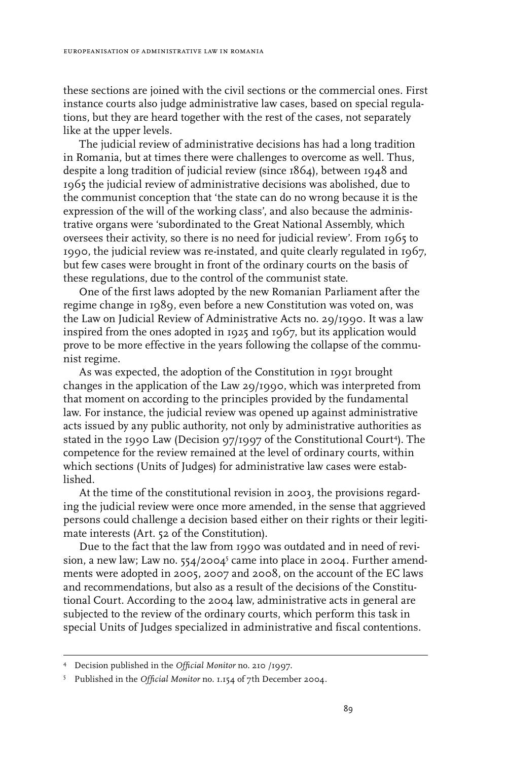these sections are joined with the civil sections or the commercial ones. First instance courts also judge administrative law cases, based on special regulations, but they are heard together with the rest of the cases, not separately like at the upper levels.

The judicial review of administrative decisions has had a long tradition in Romania, but at times there were challenges to overcome as well. Thus, despite a long tradition of judicial review (since 1864), between 1948 and 1965 the judicial review of administrative decisions was abolished, due to the communist conception that 'the state can do no wrong because it is the expression of the will of the working class', and also because the administrative organs were 'subordinated to the Great National Assembly, which oversees their activity, so there is no need for judicial review'. From 1965 to 1990, the judicial review was re-instated, and quite clearly regulated in 1967, but few cases were brought in front of the ordinary courts on the basis of these regulations, due to the control of the communist state.

One of the first laws adopted by the new Romanian Parliament after the regime change in 1989, even before a new Constitution was voted on, was the Law on Judicial Review of Administrative Acts no. 29/1990. It was a law inspired from the ones adopted in 1925 and 1967, but its application would prove to be more effective in the years following the collapse of the communist regime.

As was expected, the adoption of the Constitution in 1991 brought changes in the application of the Law 29/1990, which was interpreted from that moment on according to the principles provided by the fundamental law. For instance, the judicial review was opened up against administrative acts issued by any public authority, not only by administrative authorities as stated in the 1990 Law (Decision 97/1997 of the Constitutional Court[4]). The competence for the review remained at the level of ordinary courts, within which sections (Units of Judges) for administrative law cases were established.

At the time of the constitutional revision in 2003, the provisions regarding the judicial review were once more amended, in the sense that aggrieved persons could challenge a decision based either on their rights or their legitimate interests (Art. 52 of the Constitution).

Due to the fact that the law from 1990 was outdated and in need of revision, a new law; Law no. 554/2004[5] came into place in 2004. Further amendments were adopted in 2005, 2007 and 2008, on the account of the EC laws and recommendations, but also as a result of the decisions of the Constitutional Court. According to the 2004 law, administrative acts in general are subjected to the review of the ordinary courts, which perform this task in special Units of Judges specialized in administrative and fiscal contentions.

---

[4] Decision published in the *Official Monitor* no. 210 /1997.

[5] Published in the *Official Monitor* no. 1.154 of 7th December 2004.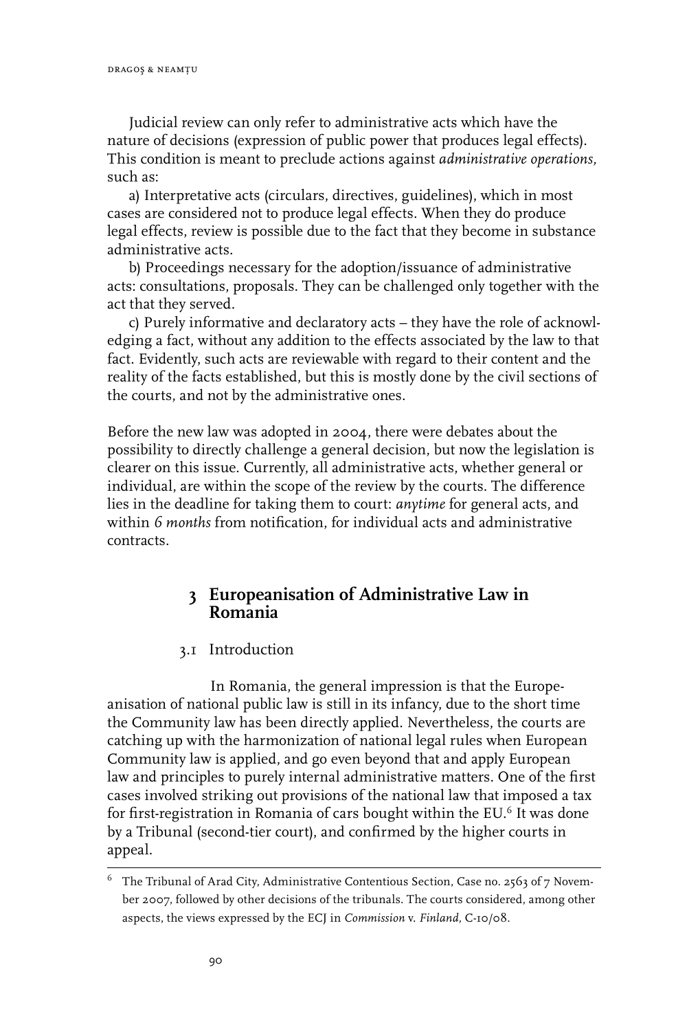Judicial review can only refer to administrative acts which have the nature of decisions (expression of public power that produces legal effects). This condition is meant to preclude actions against *administrative operations*, such as:

a) Interpretative acts (circulars, directives, guidelines), which in most cases are considered not to produce legal effects. When they do produce legal effects, review is possible due to the fact that they become in substance administrative acts.

b) Proceedings necessary for the adoption/issuance of administrative acts: consultations, proposals. They can be challenged only together with the act that they served.

c) Purely informative and declaratory acts – they have the role of acknowledging a fact, without any addition to the effects associated by the law to that fact. Evidently, such acts are reviewable with regard to their content and the reality of the facts established, but this is mostly done by the civil sections of the courts, and not by the administrative ones.

Before the new law was adopted in 2004, there were debates about the possibility to directly challenge a general decision, but now the legislation is clearer on this issue. Currently, all administrative acts, whether general or individual, are within the scope of the review by the courts. The difference lies in the deadline for taking them to court: *anytime* for general acts, and within *6 months* from notification, for individual acts and administrative contracts.

## 3 Europeanisation of Administrative Law in Romania

### 3.1 Introduction

In Romania, the general impression is that the Europeanisation of national public law is still in its infancy, due to the short time the Community law has been directly applied. Nevertheless, the courts are catching up with the harmonization of national legal rules when European Community law is applied, and go even beyond that and apply European law and principles to purely internal administrative matters. One of the first cases involved striking out provisions of the national law that imposed a tax for first-registration in Romania of cars bought within the EU.[6] It was done by a Tribunal (second-tier court), and confirmed by the higher courts in appeal.

---

[6] The Tribunal of Arad City, Administrative Contentious Section, Case no. 2563 of 7 November 2007, followed by other decisions of the tribunals. The courts considered, among other aspects, the views expressed by the ECJ in *Commission* v. *Finland*, C-10/08.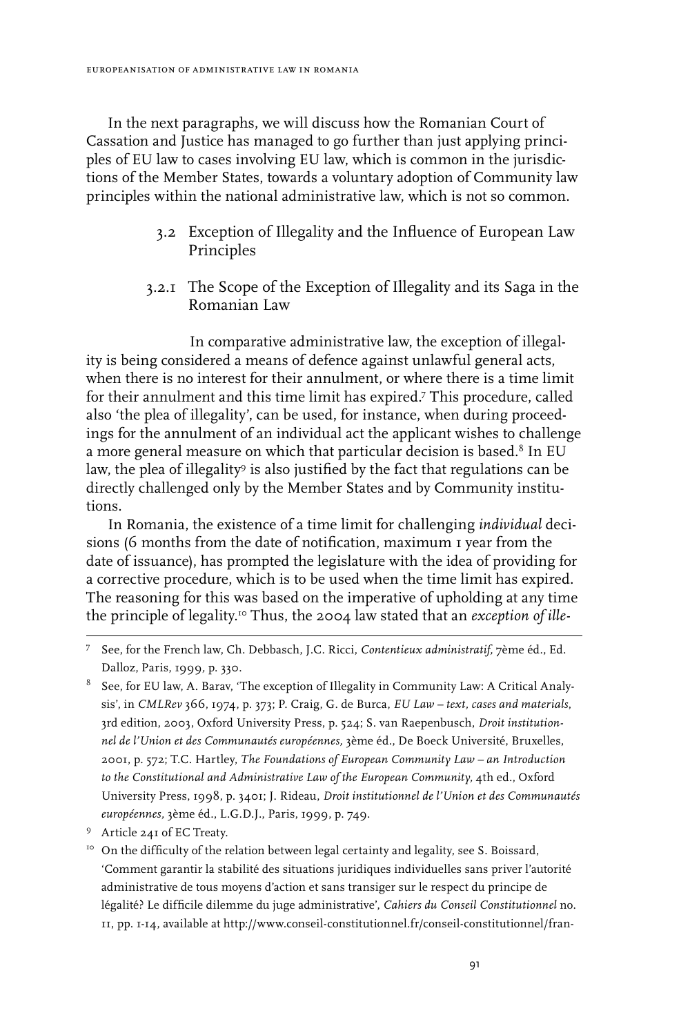In the next paragraphs, we will discuss how the Romanian Court of Cassation and Justice has managed to go further than just applying principles of EU law to cases involving EU law, which is common in the jurisdictions of the Member States, towards a voluntary adoption of Community law principles within the national administrative law, which is not so common.

## 3.2 Exception of Illegality and the Influence of European Law Principles

### 3.2.1 The Scope of the Exception of Illegality and its Saga in the Romanian Law

In comparative administrative law, the exception of illegality is being considered a means of defence against unlawful general acts, when there is no interest for their annulment, or where there is a time limit for their annulment and this time limit has expired.[7] This procedure, called also 'the plea of illegality', can be used, for instance, when during proceedings for the annulment of an individual act the applicant wishes to challenge a more general measure on which that particular decision is based.[8] In EU law, the plea of illegality[9] is also justified by the fact that regulations can be directly challenged only by the Member States and by Community institutions.

In Romania, the existence of a time limit for challenging *individual* decisions (6 months from the date of notification, maximum 1 year from the date of issuance), has prompted the legislature with the idea of providing for a corrective procedure, which is to be used when the time limit has expired. The reasoning for this was based on the imperative of upholding at any time the principle of legality.[10] Thus, the 2004 law stated that an *exception of ille-*

---

[7] See, for the French law, Ch. Debbasch, J.C. Ricci, *Contentieux administratif,* 7ème éd., Ed. Dalloz, Paris, 1999, p. 330.

[8] See, for EU law, A. Barav, 'The exception of Illegality in Community Law: A Critical Analysis', in *CMLRev* 366, 1974, p. 373; P. Craig, G. de Burca, *EU Law – text, cases and materials*, 3rd edition, 2003, Oxford University Press, p. 524; S. van Raepenbusch, *Droit institutionnel de l'Union et des Communautés européennes,* 3ème éd., De Boeck Université, Bruxelles, 2001, p. 572; T.C. Hartley, *The Foundations of European Community Law – an Introduction to the Constitutional and Administrative Law of the European Community,* 4th ed., Oxford University Press, 1998, p. 3401; J. Rideau, *Droit institutionnel de l'Union et des Communautés européennes,* 3ème éd., L.G.D.J., Paris, 1999, p. 749.

[9] Article 241 of EC Treaty.

[10] On the difficulty of the relation between legal certainty and legality, see S. Boissard, 'Comment garantir la stabilité des situations juridiques individuelles sans priver l'autorité administrative de tous moyens d'action et sans transiger sur le respect du principe de légalité? Le difficile dilemme du juge administrative', *Cahiers du Conseil Constitutionnel* no. 11, pp. 1-14, available at http://www.conseil-constitutionnel.fr/conseil-constitutionnel/fran-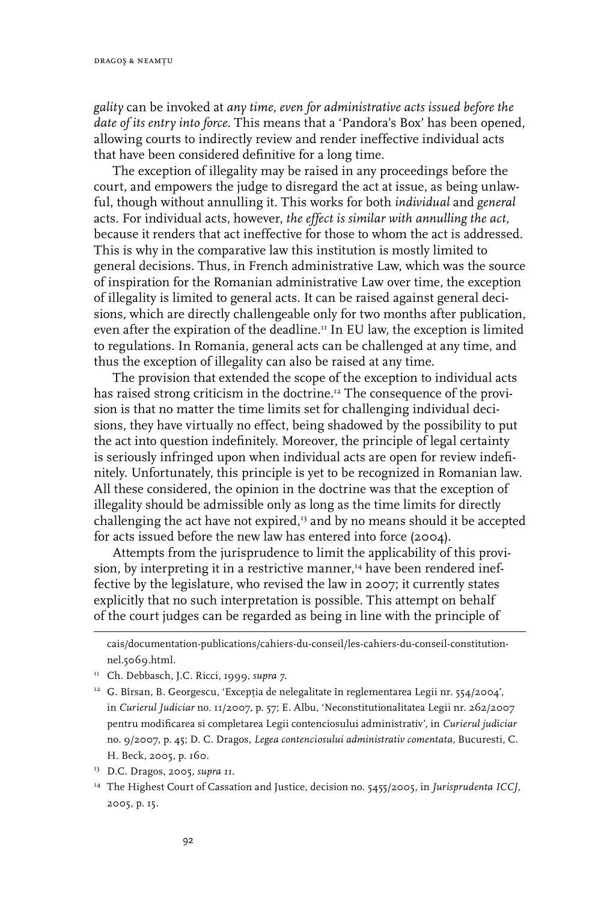*gality* can be invoked at *any time, even for administrative acts issued before the date of its entry into force*. This means that a 'Pandora's Box' has been opened, allowing courts to indirectly review and render ineffective individual acts that have been considered definitive for a long time.

The exception of illegality may be raised in any proceedings before the court, and empowers the judge to disregard the act at issue, as being unlawful, though without annulling it. This works for both *individual* and *general* acts. For individual acts, however, *the effect is similar with annulling the act,* because it renders that act ineffective for those to whom the act is addressed. This is why in the comparative law this institution is mostly limited to general decisions. Thus, in French administrative Law, which was the source of inspiration for the Romanian administrative Law over time, the exception of illegality is limited to general acts. It can be raised against general decisions, which are directly challengeable only for two months after publication, even after the expiration of the deadline.[11] In EU law, the exception is limited to regulations. In Romania, general acts can be challenged at any time, and thus the exception of illegality can also be raised at any time.

The provision that extended the scope of the exception to individual acts has raised strong criticism in the doctrine.[12] The consequence of the provision is that no matter the time limits set for challenging individual decisions, they have virtually no effect, being shadowed by the possibility to put the act into question indefinitely. Moreover, the principle of legal certainty is seriously infringed upon when individual acts are open for review indefinitely. Unfortunately, this principle is yet to be recognized in Romanian law. All these considered, the opinion in the doctrine was that the exception of illegality should be admissible only as long as the time limits for directly challenging the act have not expired,[13] and by no means should it be accepted for acts issued before the new law has entered into force (2004).

Attempts from the jurisprudence to limit the applicability of this provision, by interpreting it in a restrictive manner,[14] have been rendered ineffective by the legislature, who revised the law in 2007; it currently states explicitly that no such interpretation is possible. This attempt on behalf of the court judges can be regarded as being in line with the principle of

---

cais/documentation-publications/cahiers-du-conseil/les-cahiers-du-conseil-constitutionnel.5069.html.

[11] Ch. Debbasch, J.C. Ricci, 1999, *supra 7*.

[12] G. Bîrsan, B. Georgescu, 'Excepția de nelegalitate în reglementarea Legii nr. 554/2004', in *Curierul Judiciar* no. 11/2007, p. 57; E. Albu, 'Neconstitutionalitatea Legii nr. 262/2007 pentru modificarea si completarea Legii contenciosului administrativ', in *Curierul judiciar* no. 9/2007, p. 45; D. C. Dragos, *Legea contenciosului administrativ comentata*, Bucuresti, C. H. Beck, 2005, p. 160.

[13] D.C. Dragos, 2005, *supra 11*.

[14] The Highest Court of Cassation and Justice, decision no. 5455/2005, in *Jurisprudenta ICCJ*, 2005, p. 15.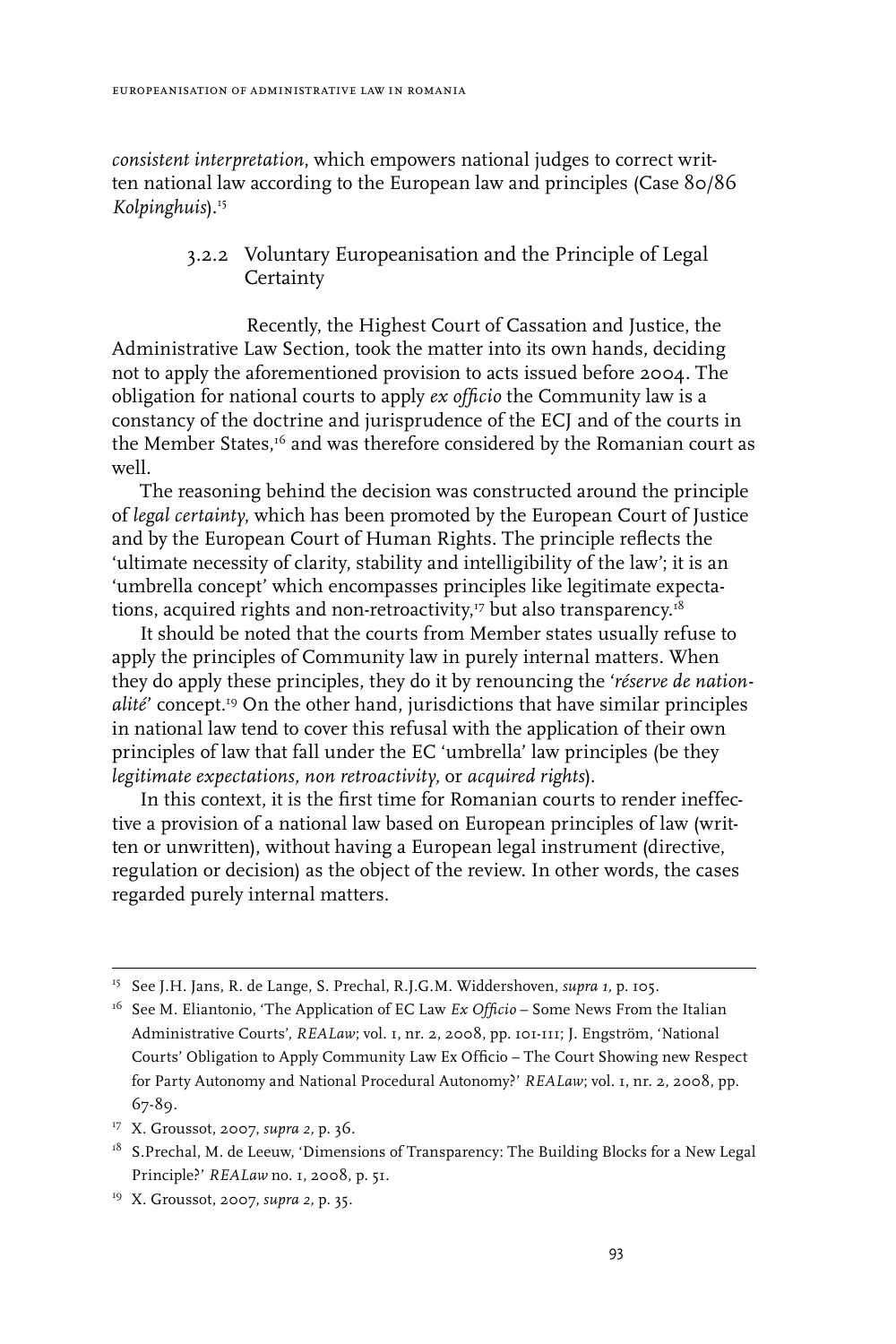*consistent interpretation*, which empowers national judges to correct written national law according to the European law and principles (Case 80/86 *Kolpinghuis*).[15]

### 3.2.2 Voluntary Europeanisation and the Principle of Legal Certainty

Recently, the Highest Court of Cassation and Justice, the Administrative Law Section, took the matter into its own hands, deciding not to apply the aforementioned provision to acts issued before 2004. The obligation for national courts to apply *ex officio* the Community law is a constancy of the doctrine and jurisprudence of the ECJ and of the courts in the Member States,[16] and was therefore considered by the Romanian court as well.

The reasoning behind the decision was constructed around the principle of *legal certainty*, which has been promoted by the European Court of Justice and by the European Court of Human Rights. The principle reflects the 'ultimate necessity of clarity, stability and intelligibility of the law'; it is an 'umbrella concept' which encompasses principles like legitimate expectations, acquired rights and non-retroactivity,[17] but also transparency.[18]

It should be noted that the courts from Member states usually refuse to apply the principles of Community law in purely internal matters. When they do apply these principles, they do it by renouncing the '*réserve de nationalité*' concept.[19] On the other hand, jurisdictions that have similar principles in national law tend to cover this refusal with the application of their own principles of law that fall under the EC 'umbrella' law principles (be they *legitimate expectations, non retroactivity,* or *acquired rights*).

In this context, it is the first time for Romanian courts to render ineffective a provision of a national law based on European principles of law (written or unwritten), without having a European legal instrument (directive, regulation or decision) as the object of the review. In other words, the cases regarded purely internal matters.

---

[15] See J.H. Jans, R. de Lange, S. Prechal, R.J.G.M. Widdershoven, *supra 1,* p. 105.

[16] See M. Eliantonio, 'The Application of EC Law *Ex Officio* – Some News From the Italian Administrative Courts', *REALaw*; vol. 1, nr. 2, 2008, pp. 101-111; J. Engström, 'National Courts' Obligation to Apply Community Law Ex Officio – The Court Showing new Respect for Party Autonomy and National Procedural Autonomy?' *REALaw*; vol. 1, nr. 2, 2008, pp. 67-89.

[17] X. Groussot, 2007, *supra 2,* p. 36.

[18] S.Prechal, M. de Leeuw, 'Dimensions of Transparency: The Building Blocks for a New Legal Principle?' *REALaw* no. 1, 2008, p. 51.

[19] X. Groussot, 2007, *supra 2,* p. 35.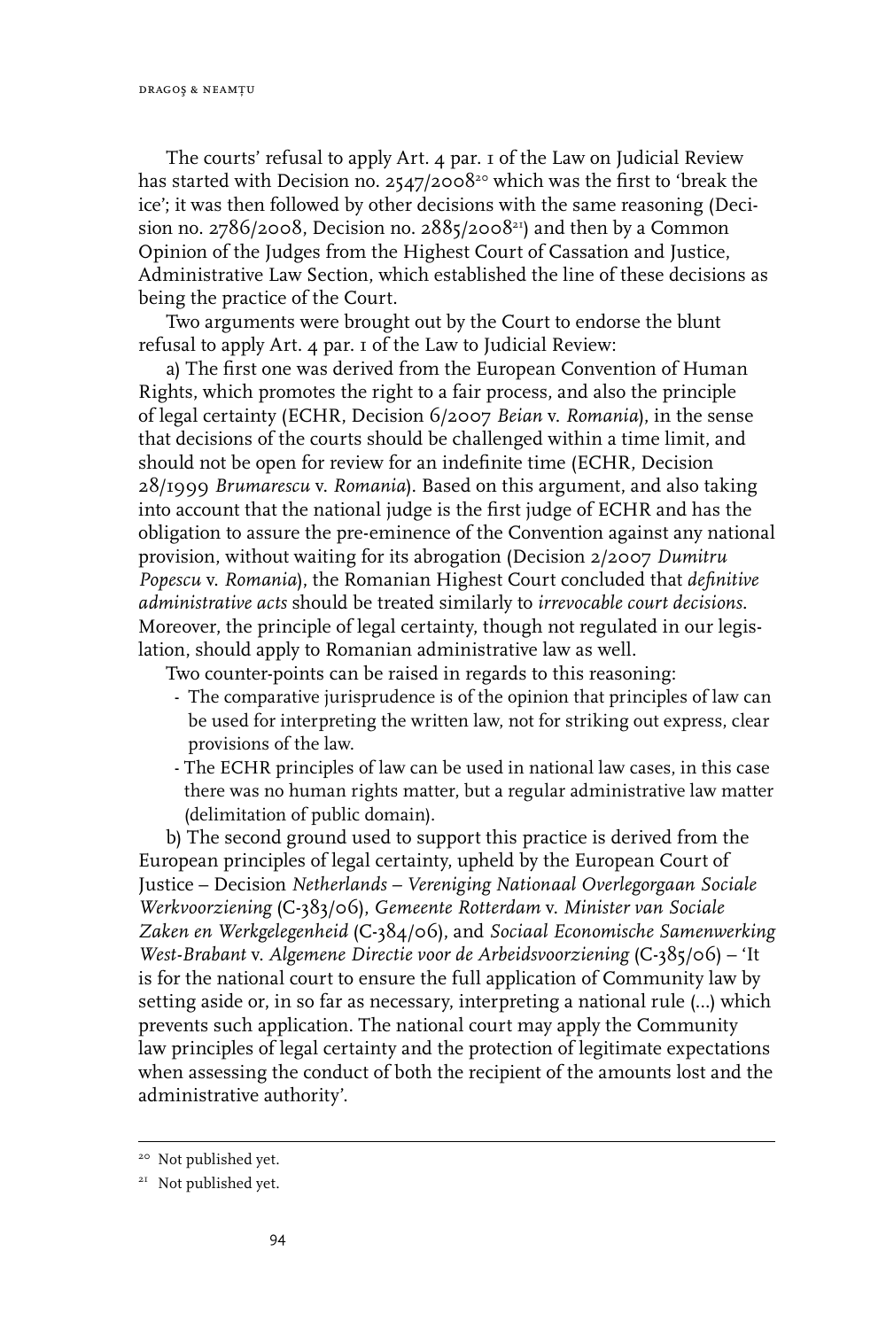The courts' refusal to apply Art. 4 par. 1 of the Law on Judicial Review has started with Decision no. 2547/2008[20] which was the first to 'break the ice'; it was then followed by other decisions with the same reasoning (Decision no. 2786/2008, Decision no. 2885/2008[21]) and then by a Common Opinion of the Judges from the Highest Court of Cassation and Justice, Administrative Law Section, which established the line of these decisions as being the practice of the Court.

Two arguments were brought out by the Court to endorse the blunt refusal to apply Art. 4 par. 1 of the Law to Judicial Review:

a) The first one was derived from the European Convention of Human Rights, which promotes the right to a fair process, and also the principle of legal certainty (ECHR, Decision 6/2007 *Beian* v. *Romania*), in the sense that decisions of the courts should be challenged within a time limit, and should not be open for review for an indefinite time (ECHR, Decision 28/1999 *Brumarescu* v. *Romania*). Based on this argument, and also taking into account that the national judge is the first judge of ECHR and has the obligation to assure the pre-eminence of the Convention against any national provision, without waiting for its abrogation (Decision 2/2007 *Dumitru Popescu* v. *Romania*), the Romanian Highest Court concluded that *definitive administrative acts* should be treated similarly to *irrevocable court decisions*. Moreover, the principle of legal certainty, though not regulated in our legislation, should apply to Romanian administrative law as well.

Two counter-points can be raised in regards to this reasoning:

- The comparative jurisprudence is of the opinion that principles of law can be used for interpreting the written law, not for striking out express, clear provisions of the law.
- The ECHR principles of law can be used in national law cases, in this case there was no human rights matter, but a regular administrative law matter (delimitation of public domain).

b) The second ground used to support this practice is derived from the European principles of legal certainty, upheld by the European Court of Justice – Decision *Netherlands – Vereniging Nationaal Overlegorgaan Sociale Werkvoorziening* (C-383/06), *Gemeente Rotterdam* v. *Minister van Sociale Zaken en Werkgelegenheid* (C-384/06), and *Sociaal Economische Samenwerking West-Brabant* v. *Algemene Directie voor de Arbeidsvoorziening* (C-385/06) – 'It is for the national court to ensure the full application of Community law by setting aside or, in so far as necessary, interpreting a national rule (...) which prevents such application. The national court may apply the Community law principles of legal certainty and the protection of legitimate expectations when assessing the conduct of both the recipient of the amounts lost and the administrative authority'.

---

[20] Not published yet.

[21] Not published yet.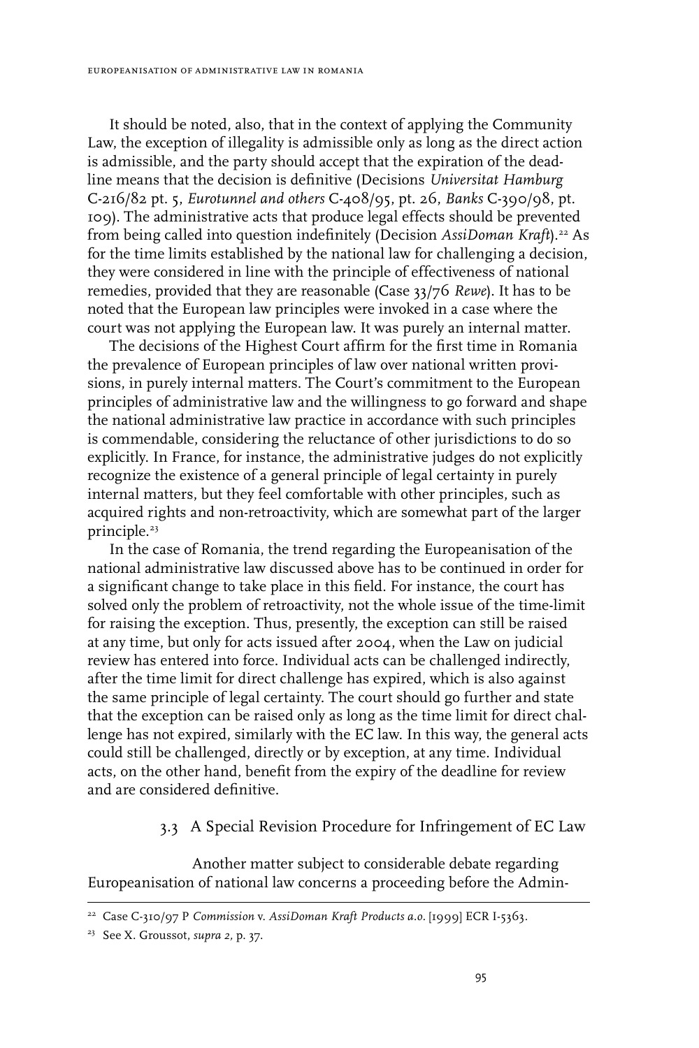It should be noted, also, that in the context of applying the Community Law, the exception of illegality is admissible only as long as the direct action is admissible, and the party should accept that the expiration of the deadline means that the decision is definitive (Decisions *Universitat Hamburg* C-216/82 pt. 5, *Eurotunnel and others* C-408/95, pt. 26, *Banks* C-390/98, pt. 109). The administrative acts that produce legal effects should be prevented from being called into question indefinitely (Decision *AssiDoman Kraft*).[22] As for the time limits established by the national law for challenging a decision, they were considered in line with the principle of effectiveness of national remedies, provided that they are reasonable (Case 33/76 *Rewe*). It has to be noted that the European law principles were invoked in a case where the court was not applying the European law. It was purely an internal matter.

The decisions of the Highest Court affirm for the first time in Romania the prevalence of European principles of law over national written provisions, in purely internal matters. The Court's commitment to the European principles of administrative law and the willingness to go forward and shape the national administrative law practice in accordance with such principles is commendable, considering the reluctance of other jurisdictions to do so explicitly. In France, for instance, the administrative judges do not explicitly recognize the existence of a general principle of legal certainty in purely internal matters, but they feel comfortable with other principles, such as acquired rights and non-retroactivity, which are somewhat part of the larger principle.[23]

In the case of Romania, the trend regarding the Europeanisation of the national administrative law discussed above has to be continued in order for a significant change to take place in this field. For instance, the court has solved only the problem of retroactivity, not the whole issue of the time-limit for raising the exception. Thus, presently, the exception can still be raised at any time, but only for acts issued after 2004, when the Law on judicial review has entered into force. Individual acts can be challenged indirectly, after the time limit for direct challenge has expired, which is also against the same principle of legal certainty. The court should go further and state that the exception can be raised only as long as the time limit for direct challenge has not expired, similarly with the EC law. In this way, the general acts could still be challenged, directly or by exception, at any time. Individual acts, on the other hand, benefit from the expiry of the deadline for review and are considered definitive.

### 3.3 A Special Revision Procedure for Infringement of EC Law

Another matter subject to considerable debate regarding Europeanisation of national law concerns a proceeding before the Admin-

---

[22] Case C-310/97 P *Commission* v. *AssiDoman Kraft Products a.o.* [1999] ECR I-5363.

[23] See X. Groussot, *supra 2*, p. 37.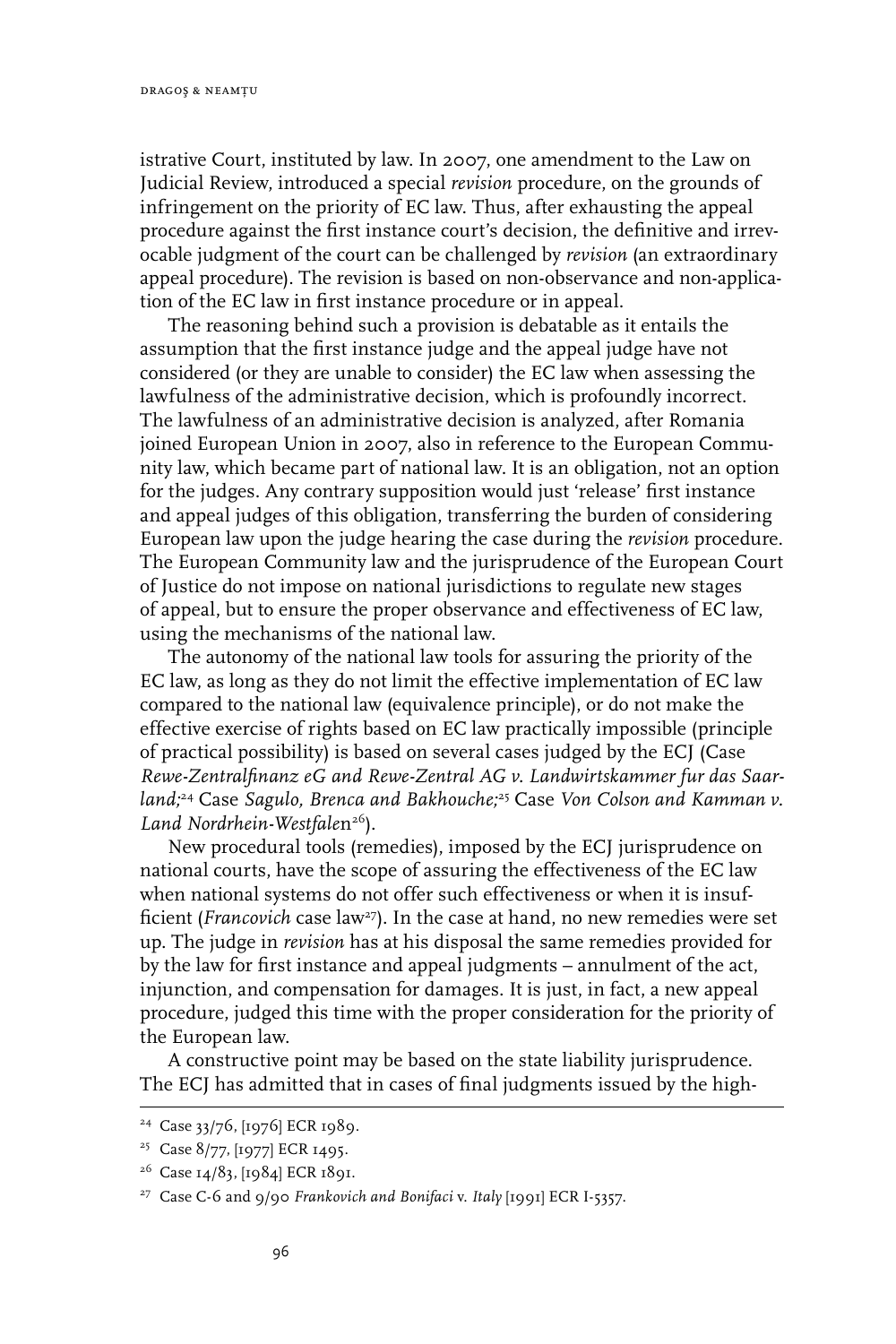istrative Court, instituted by law. In 2007, one amendment to the Law on Judicial Review, introduced a special *revision* procedure, on the grounds of infringement on the priority of EC law. Thus, after exhausting the appeal procedure against the first instance court's decision, the definitive and irrevocable judgment of the court can be challenged by *revision* (an extraordinary appeal procedure). The revision is based on non-observance and non-application of the EC law in first instance procedure or in appeal.

The reasoning behind such a provision is debatable as it entails the assumption that the first instance judge and the appeal judge have not considered (or they are unable to consider) the EC law when assessing the lawfulness of the administrative decision, which is profoundly incorrect. The lawfulness of an administrative decision is analyzed, after Romania joined European Union in 2007, also in reference to the European Community law, which became part of national law. It is an obligation, not an option for the judges. Any contrary supposition would just 'release' first instance and appeal judges of this obligation, transferring the burden of considering European law upon the judge hearing the case during the *revision* procedure. The European Community law and the jurisprudence of the European Court of Justice do not impose on national jurisdictions to regulate new stages of appeal, but to ensure the proper observance and effectiveness of EC law, using the mechanisms of the national law.

The autonomy of the national law tools for assuring the priority of the EC law, as long as they do not limit the effective implementation of EC law compared to the national law (equivalence principle), or do not make the effective exercise of rights based on EC law practically impossible (principle of practical possibility) is based on several cases judged by the ECJ (Case *Rewe-Zentralfinanz eG and Rewe-Zentral AG v. Landwirtskammer fur das Saarland;*[24] Case *Sagulo, Brenca and Bakhouche;*[25] Case *Von Colson and Kamman v. Land Nordrhein-Westfalen*[26]).

New procedural tools (remedies), imposed by the ECJ jurisprudence on national courts, have the scope of assuring the effectiveness of the EC law when national systems do not offer such effectiveness or when it is insufficient (*Francovich* case law[27]). In the case at hand, no new remedies were set up. The judge in *revision* has at his disposal the same remedies provided for by the law for first instance and appeal judgments – annulment of the act, injunction, and compensation for damages. It is just, in fact, a new appeal procedure, judged this time with the proper consideration for the priority of the European law.

A constructive point may be based on the state liability jurisprudence. The ECJ has admitted that in cases of final judgments issued by the high-

---

[24] Case 33/76, [1976] ECR 1989.

[25] Case 8/77, [1977] ECR 1495.

[26] Case 14/83, [1984] ECR 1891.

[27] Case C-6 and 9/90 *Frankovich and Bonifaci* v. *Italy* [1991] ECR I-5357.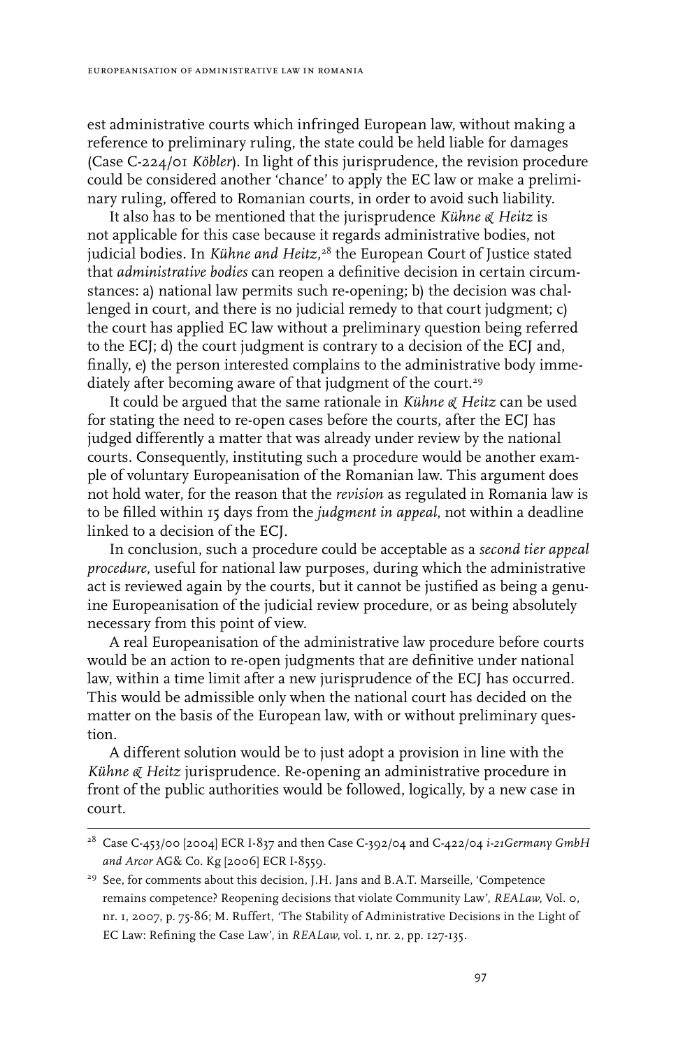est administrative courts which infringed European law, without making a reference to preliminary ruling, the state could be held liable for damages (Case C-224/01 *Köbler*). In light of this jurisprudence, the revision procedure could be considered another 'chance' to apply the EC law or make a preliminary ruling, offered to Romanian courts, in order to avoid such liability.

It also has to be mentioned that the jurisprudence *Kühne & Heitz* is not applicable for this case because it regards administrative bodies, not judicial bodies. In *Kühne and Heitz*,[28] the European Court of Justice stated that *administrative bodies* can reopen a definitive decision in certain circumstances: a) national law permits such re-opening; b) the decision was challenged in court, and there is no judicial remedy to that court judgment; c) the court has applied EC law without a preliminary question being referred to the ECJ; d) the court judgment is contrary to a decision of the ECJ and, finally, e) the person interested complains to the administrative body immediately after becoming aware of that judgment of the court.[29]

It could be argued that the same rationale in *Kühne & Heitz* can be used for stating the need to re-open cases before the courts, after the ECJ has judged differently a matter that was already under review by the national courts. Consequently, instituting such a procedure would be another example of voluntary Europeanisation of the Romanian law. This argument does not hold water, for the reason that the *revision* as regulated in Romania law is to be filled within 15 days from the *judgment in appeal*, not within a deadline linked to a decision of the ECJ.

In conclusion, such a procedure could be acceptable as a *second tier appeal procedure*, useful for national law purposes, during which the administrative act is reviewed again by the courts, but it cannot be justified as being a genuine Europeanisation of the judicial review procedure, or as being absolutely necessary from this point of view.

A real Europeanisation of the administrative law procedure before courts would be an action to re-open judgments that are definitive under national law, within a time limit after a new jurisprudence of the ECJ has occurred. This would be admissible only when the national court has decided on the matter on the basis of the European law, with or without preliminary question.

A different solution would be to just adopt a provision in line with the *Kühne & Heitz* jurisprudence. Re-opening an administrative procedure in front of the public authorities would be followed, logically, by a new case in court.

---

[28] Case C-453/00 [2004] ECR I-837 and then Case C-392/04 and C-422/04 *i-21Germany GmbH and Arcor* AG& Co. Kg [2006] ECR I-8559.

[29] See, for comments about this decision, J.H. Jans and B.A.T. Marseille, 'Competence remains competence? Reopening decisions that violate Community Law', *REALaw*, Vol. 0, nr. 1, 2007, p. 75-86; M. Ruffert, 'The Stability of Administrative Decisions in the Light of EC Law: Refining the Case Law', in *REALaw*, vol. 1, nr. 2, pp. 127-135.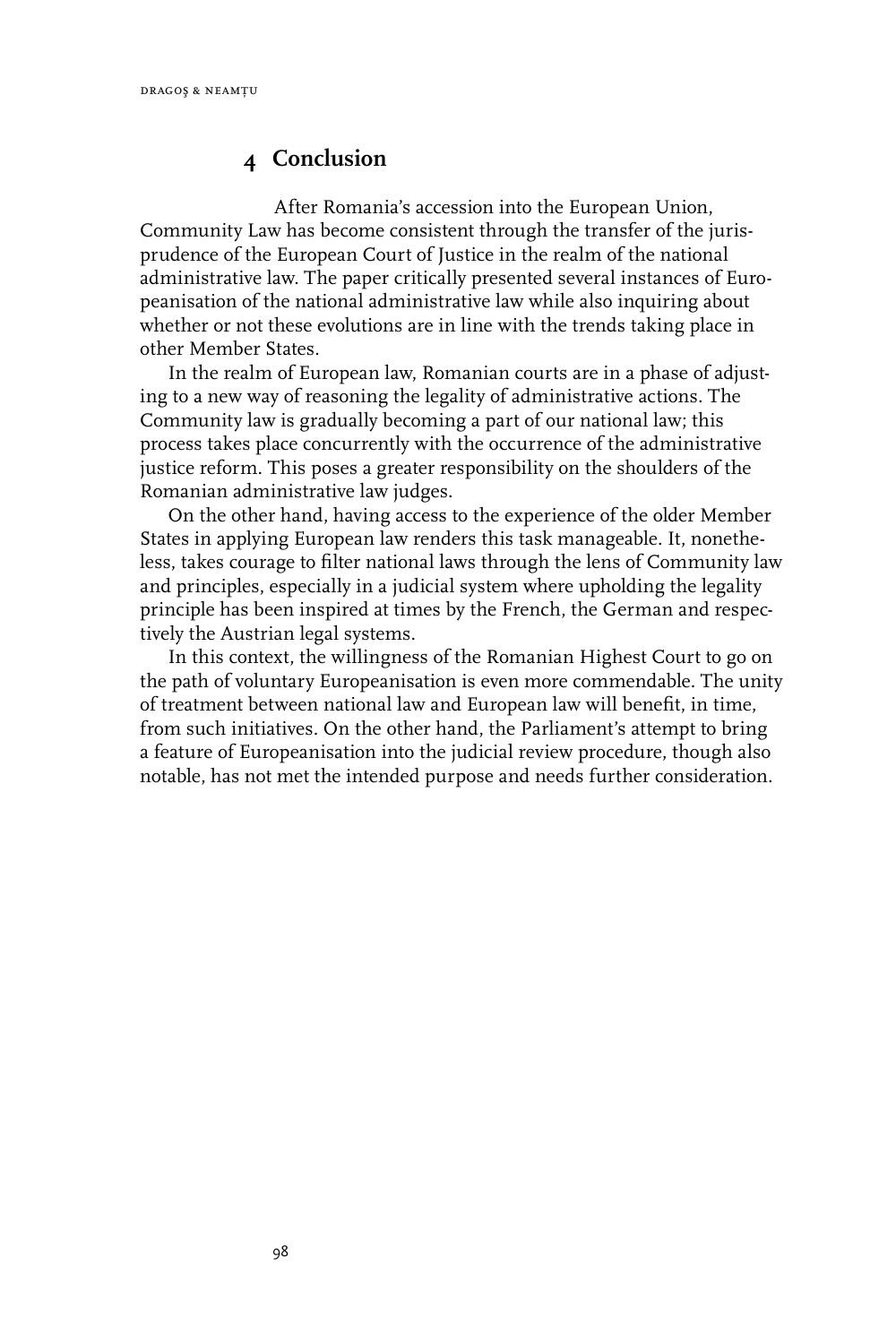## 4 Conclusion

After Romania's accession into the European Union, Community Law has become consistent through the transfer of the jurisprudence of the European Court of Justice in the realm of the national administrative law. The paper critically presented several instances of Europeanisation of the national administrative law while also inquiring about whether or not these evolutions are in line with the trends taking place in other Member States.

In the realm of European law, Romanian courts are in a phase of adjusting to a new way of reasoning the legality of administrative actions. The Community law is gradually becoming a part of our national law; this process takes place concurrently with the occurrence of the administrative justice reform. This poses a greater responsibility on the shoulders of the Romanian administrative law judges.

On the other hand, having access to the experience of the older Member States in applying European law renders this task manageable. It, nonetheless, takes courage to filter national laws through the lens of Community law and principles, especially in a judicial system where upholding the legality principle has been inspired at times by the French, the German and respectively the Austrian legal systems.

In this context, the willingness of the Romanian Highest Court to go on the path of voluntary Europeanisation is even more commendable. The unity of treatment between national law and European law will benefit, in time, from such initiatives. On the other hand, the Parliament's attempt to bring a feature of Europeanisation into the judicial review procedure, though also notable, has not met the intended purpose and needs further consideration.